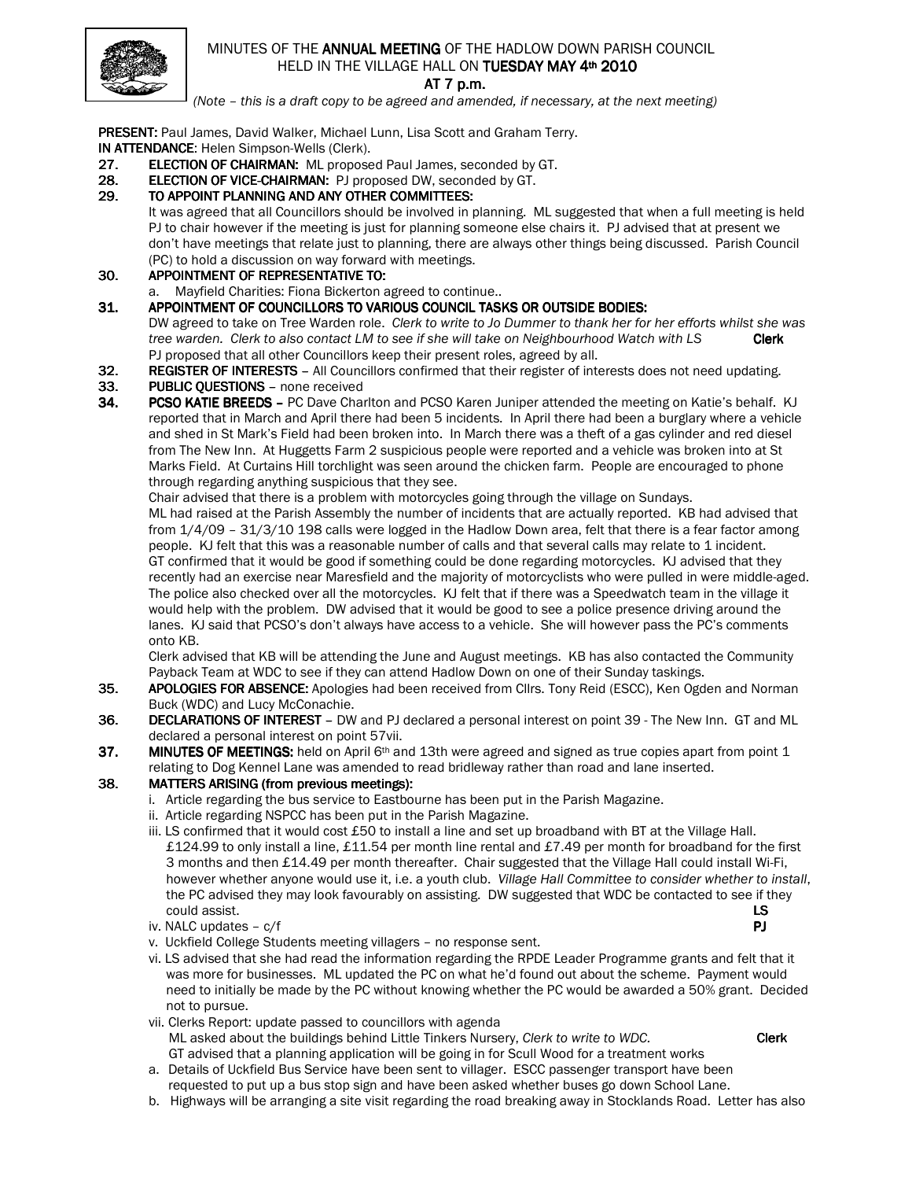# MINUTES OF THE **ANNUAL MEETING** OF THE HADLOW DOWN PARISH COUNCIL HELD IN THE VILLAGE HALL ON **TUESDAY MAY 4th 2010** AT 7 p.m.

*(Note – this is a draft copy to be agreed and amended, if necessary, at the next meeting)*

**PRESENT:** Paul James, David Walker, Michael Lunn, Lisa Scott and Graham Terry.
**IN ATTENDANCE**: Helen Simpson-Wells (Clerk).

**27. ELECTION OF CHAIRMAN:** ML proposed Paul James, seconded by GT.

**28. ELECTION OF VICE-CHAIRMAN:** PJ proposed DW, seconded by GT.

**29. TO APPOINT PLANNING AND ANY OTHER COMMITTEES:**
It was agreed that all Councillors should be involved in planning. ML suggested that when a full meeting is held PJ to chair however if the meeting is just for planning someone else chairs it. PJ advised that at present we don't have meetings that relate just to planning, there are always other things being discussed. Parish Council (PC) to hold a discussion on way forward with meetings.

**30. APPOINTMENT OF REPRESENTATIVE TO:**
a. Mayfield Charities: Fiona Bickerton agreed to continue..

**31. APPOINTMENT OF COUNCILLORS TO VARIOUS COUNCIL TASKS OR OUTSIDE BODIES:**
DW agreed to take on Tree Warden role. *Clerk to write to Jo Dummer to thank her for her efforts whilst she was tree warden. Clerk to also contact LM to see if she will take on Neighbourhood Watch with LS* **Clerk**
PJ proposed that all other Councillors keep their present roles, agreed by all.

**32. REGISTER OF INTERESTS** – All Councillors confirmed that their register of interests does not need updating.

**33. PUBLIC QUESTIONS** – none received

**34. PCSO KATIE BREEDS –** PC Dave Charlton and PCSO Karen Juniper attended the meeting on Katie's behalf. KJ reported that in March and April there had been 5 incidents. In April there had been a burglary where a vehicle and shed in St Mark's Field had been broken into. In March there was a theft of a gas cylinder and red diesel from The New Inn. At Huggetts Farm 2 suspicious people were reported and a vehicle was broken into at St Marks Field. At Curtains Hill torchlight was seen around the chicken farm. People are encouraged to phone through regarding anything suspicious that they see.
Chair advised that there is a problem with motorcycles going through the village on Sundays.
ML had raised at the Parish Assembly the number of incidents that are actually reported. KB had advised that from 1/4/09 – 31/3/10 198 calls were logged in the Hadlow Down area, felt that there is a fear factor among people. KJ felt that this was a reasonable number of calls and that several calls may relate to 1 incident.
GT confirmed that it would be good if something could be done regarding motorcycles. KJ advised that they recently had an exercise near Maresfield and the majority of motorcyclists who were pulled in were middle-aged. The police also checked over all the motorcycles. KJ felt that if there was a Speedwatch team in the village it would help with the problem. DW advised that it would be good to see a police presence driving around the lanes. KJ said that PCSO's don't always have access to a vehicle. She will however pass the PC's comments onto KB.
Clerk advised that KB will be attending the June and August meetings. KB has also contacted the Community Payback Team at WDC to see if they can attend Hadlow Down on one of their Sunday taskings.

**35. APOLOGIES FOR ABSENCE:** Apologies had been received from Cllrs. Tony Reid (ESCC), Ken Ogden and Norman Buck (WDC) and Lucy McConachie.

**36. DECLARATIONS OF INTEREST** – DW and PJ declared a personal interest on point 39 - The New Inn. GT and ML declared a personal interest on point 57vii.

**37. MINUTES OF MEETINGS:** held on April 6th and 13th were agreed and signed as true copies apart from point 1 relating to Dog Kennel Lane was amended to read bridleway rather than road and lane inserted.

**38. MATTERS ARISING (from previous meetings):**

i. Article regarding the bus service to Eastbourne has been put in the Parish Magazine.

ii. Article regarding NSPCC has been put in the Parish Magazine.

iii. LS confirmed that it would cost £50 to install a line and set up broadband with BT at the Village Hall. £124.99 to only install a line, £11.54 per month line rental and £7.49 per month for broadband for the first 3 months and then £14.49 per month thereafter. Chair suggested that the Village Hall could install Wi-Fi, however whether anyone would use it, i.e. a youth club. *Village Hall Committee to consider whether to install*, the PC advised they may look favourably on assisting. DW suggested that WDC be contacted to see if they could assist. **LS**

iv. NALC updates – c/f **PJ**

v. Uckfield College Students meeting villagers – no response sent.

vi. LS advised that she had read the information regarding the RPDE Leader Programme grants and felt that it was more for businesses. ML updated the PC on what he'd found out about the scheme. Payment would need to initially be made by the PC without knowing whether the PC would be awarded a 50% grant. Decided not to pursue.

vii. Clerks Report: update passed to councillors with agenda
ML asked about the buildings behind Little Tinkers Nursery, *Clerk to write to WDC.* **Clerk**
GT advised that a planning application will be going in for Scull Wood for a treatment works

a. Details of Uckfield Bus Service have been sent to villager. ESCC passenger transport have been requested to put up a bus stop sign and have been asked whether buses go down School Lane.

b. Highways will be arranging a site visit regarding the road breaking away in Stocklands Road. Letter has also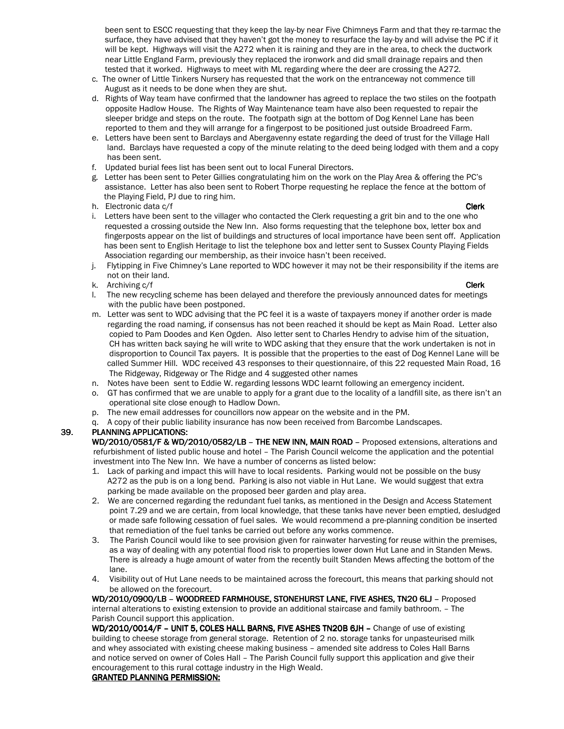been sent to ESCC requesting that they keep the lay-by near Five Chimneys Farm and that they re-tarmac the surface, they have advised that they haven't got the money to resurface the lay-by and will advise the PC if it will be kept. Highways will visit the A272 when it is raining and they are in the area, to check the ductwork near Little England Farm, previously they replaced the ironwork and did small drainage repairs and then tested that it worked. Highways to meet with ML regarding where the deer are crossing the A272.

c. The owner of Little Tinkers Nursery has requested that the work on the entranceway not commence till August as it needs to be done when they are shut.
d. Rights of Way team have confirmed that the landowner has agreed to replace the two stiles on the footpath opposite Hadlow House. The Rights of Way Maintenance team have also been requested to repair the sleeper bridge and steps on the route. The footpath sign at the bottom of Dog Kennel Lane has been reported to them and they will arrange for a fingerpost to be positioned just outside Broadreed Farm.
e. Letters have been sent to Barclays and Abergavenny estate regarding the deed of trust for the Village Hall land. Barclays have requested a copy of the minute relating to the deed being lodged with them and a copy has been sent.
f. Updated burial fees list has been sent out to local Funeral Directors.
g. Letter has been sent to Peter Gillies congratulating him on the work on the Play Area & offering the PC's assistance. Letter has also been sent to Robert Thorpe requesting he replace the fence at the bottom of the Playing Field, PJ due to ring him.
h. Electronic data c/f **Clerk**
i. Letters have been sent to the villager who contacted the Clerk requesting a grit bin and to the one who requested a crossing outside the New Inn. Also forms requesting that the telephone box, letter box and fingerposts appear on the list of buildings and structures of local importance have been sent off. Application has been sent to English Heritage to list the telephone box and letter sent to Sussex County Playing Fields Association regarding our membership, as their invoice hasn't been received.
j. Flytipping in Five Chimney's Lane reported to WDC however it may not be their responsibility if the items are not on their land.
k. Archiving c/f **Clerk**
l. The new recycling scheme has been delayed and therefore the previously announced dates for meetings with the public have been postponed.
m. Letter was sent to WDC advising that the PC feel it is a waste of taxpayers money if another order is made regarding the road naming, if consensus has not been reached it should be kept as Main Road. Letter also copied to Pam Doodes and Ken Ogden. Also letter sent to Charles Hendry to advise him of the situation, CH has written back saying he will write to WDC asking that they ensure that the work undertaken is not in disproportion to Council Tax payers. It is possible that the properties to the east of Dog Kennel Lane will be called Summer Hill. WDC received 43 responses to their questionnaire, of this 22 requested Main Road, 16 The Ridgeway, Ridgeway or The Ridge and 4 suggested other names
n. Notes have been sent to Eddie W. regarding lessons WDC learnt following an emergency incident.
o. GT has confirmed that we are unable to apply for a grant due to the locality of a landfill site, as there isn't an operational site close enough to Hadlow Down.
p. The new email addresses for councillors now appear on the website and in the PM.
q. A copy of their public liability insurance has now been received from Barcombe Landscapes.

## 39. PLANNING APPLICATIONS:

**WD/2010/0581/F & WD/2010/0582/LB – THE NEW INN, MAIN ROAD** – Proposed extensions, alterations and refurbishment of listed public house and hotel – The Parish Council welcome the application and the potential investment into The New Inn. We have a number of concerns as listed below:

1. Lack of parking and impact this will have to local residents. Parking would not be possible on the busy A272 as the pub is on a long bend. Parking is also not viable in Hut Lane. We would suggest that extra parking be made available on the proposed beer garden and play area.
2. We are concerned regarding the redundant fuel tanks, as mentioned in the Design and Access Statement point 7.29 and we are certain, from local knowledge, that these tanks have never been emptied, desludged or made safe following cessation of fuel sales. We would recommend a pre-planning condition be inserted that remediation of the fuel tanks be carried out before any works commence.
3. The Parish Council would like to see provision given for rainwater harvesting for reuse within the premises, as a way of dealing with any potential flood risk to properties lower down Hut Lane and in Standen Mews. There is already a huge amount of water from the recently built Standen Mews affecting the bottom of the lane.
4. Visibility out of Hut Lane needs to be maintained across the forecourt, this means that parking should not be allowed on the forecourt.

**WD/2010/0900/LB – WOODREED FARMHOUSE, STONEHURST LANE, FIVE ASHES, TN20 6LJ** – Proposed internal alterations to existing extension to provide an additional staircase and family bathroom. – The Parish Council support this application.

**WD/2010/0014/F – UNIT 5, COLES HALL BARNS, FIVE ASHES TN20B 6JH –** Change of use of existing building to cheese storage from general storage. Retention of 2 no. storage tanks for unpasteurised milk and whey associated with existing cheese making business – amended site address to Coles Hall Barns and notice served on owner of Coles Hall – The Parish Council fully support this application and give their encouragement to this rural cottage industry in the High Weald.

**GRANTED PLANNING PERMISSION:**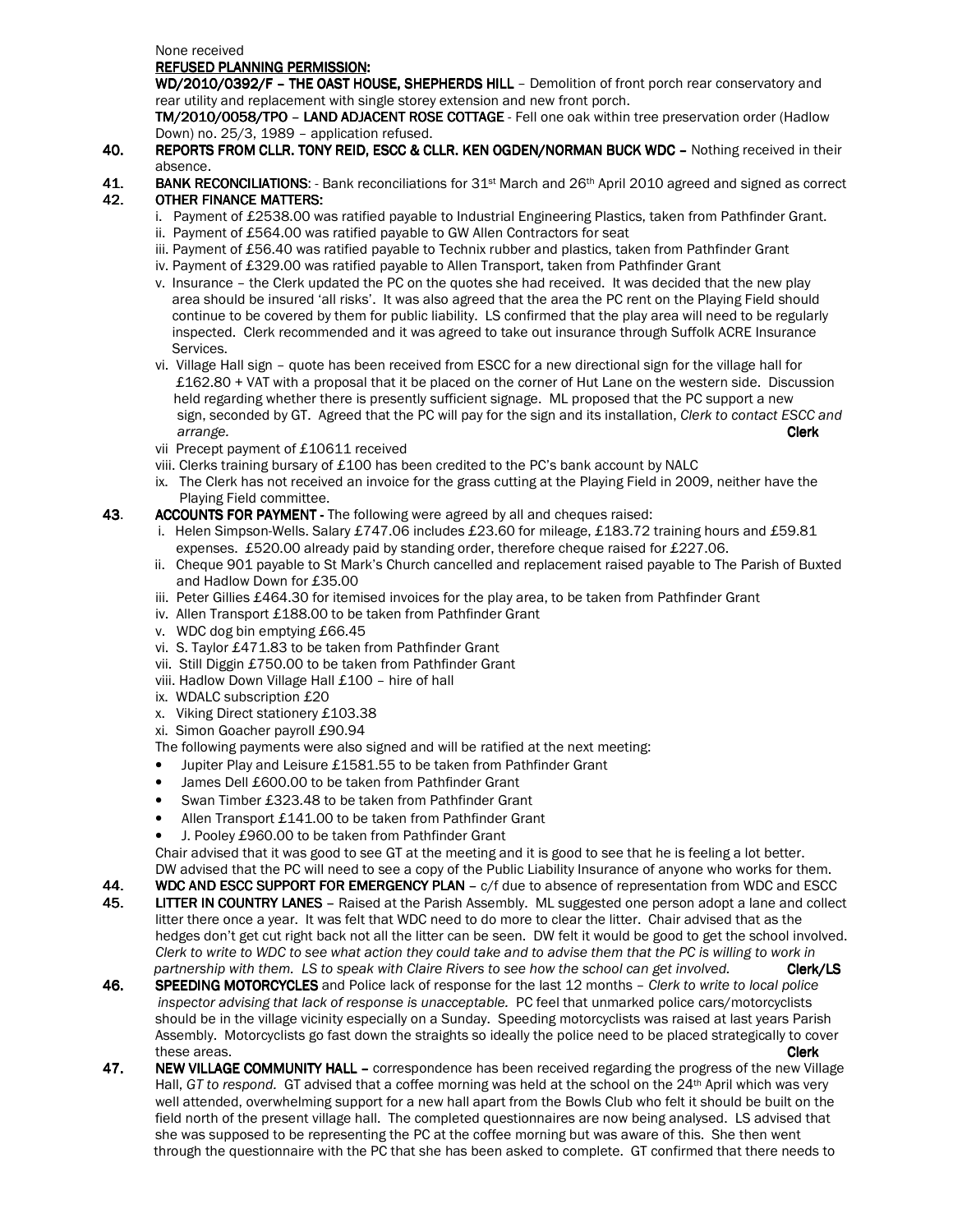None received

**REFUSED PLANNING PERMISSION:**

**WD/2010/0392/F – THE OAST HOUSE, SHEPHERDS HILL** – Demolition of front porch rear conservatory and rear utility and replacement with single storey extension and new front porch.

**TM/2010/0058/TPO – LAND ADJACENT ROSE COTTAGE** - Fell one oak within tree preservation order (Hadlow Down) no. 25/3, 1989 – application refused.

**40. REPORTS FROM CLLR. TONY REID, ESCC & CLLR. KEN OGDEN/NORMAN BUCK WDC –** Nothing received in their absence.

**41. BANK RECONCILIATIONS**: - Bank reconciliations for 31st March and 26th April 2010 agreed and signed as correct

**42. OTHER FINANCE MATTERS:**

i. Payment of £2538.00 was ratified payable to Industrial Engineering Plastics, taken from Pathfinder Grant.

ii. Payment of £564.00 was ratified payable to GW Allen Contractors for seat

iii. Payment of £56.40 was ratified payable to Technix rubber and plastics, taken from Pathfinder Grant

iv. Payment of £329.00 was ratified payable to Allen Transport, taken from Pathfinder Grant

v. Insurance – the Clerk updated the PC on the quotes she had received. It was decided that the new play area should be insured 'all risks'. It was also agreed that the area the PC rent on the Playing Field should continue to be covered by them for public liability. LS confirmed that the play area will need to be regularly inspected. Clerk recommended and it was agreed to take out insurance through Suffolk ACRE Insurance Services.

vi. Village Hall sign – quote has been received from ESCC for a new directional sign for the village hall for £162.80 + VAT with a proposal that it be placed on the corner of Hut Lane on the western side. Discussion held regarding whether there is presently sufficient signage. ML proposed that the PC support a new sign, seconded by GT. Agreed that the PC will pay for the sign and its installation, *Clerk to contact ESCC and arrange.* **Clerk**

vii Precept payment of £10611 received

viii. Clerks training bursary of £100 has been credited to the PC's bank account by NALC

ix. The Clerk has not received an invoice for the grass cutting at the Playing Field in 2009, neither have the Playing Field committee.

**43. ACCOUNTS FOR PAYMENT -** The following were agreed by all and cheques raised:

i. Helen Simpson-Wells. Salary £747.06 includes £23.60 for mileage, £183.72 training hours and £59.81 expenses. £520.00 already paid by standing order, therefore cheque raised for £227.06.

ii. Cheque 901 payable to St Mark's Church cancelled and replacement raised payable to The Parish of Buxted and Hadlow Down for £35.00

iii. Peter Gillies £464.30 for itemised invoices for the play area, to be taken from Pathfinder Grant

iv. Allen Transport £188.00 to be taken from Pathfinder Grant

v. WDC dog bin emptying £66.45

vi. S. Taylor £471.83 to be taken from Pathfinder Grant

vii. Still Diggin £750.00 to be taken from Pathfinder Grant

viii. Hadlow Down Village Hall £100 – hire of hall

ix. WDALC subscription £20

x. Viking Direct stationery £103.38

xi. Simon Goacher payroll £90.94

The following payments were also signed and will be ratified at the next meeting:

- Jupiter Play and Leisure £1581.55 to be taken from Pathfinder Grant
- James Dell £600.00 to be taken from Pathfinder Grant
- Swan Timber £323.48 to be taken from Pathfinder Grant
- Allen Transport £141.00 to be taken from Pathfinder Grant
- J. Pooley £960.00 to be taken from Pathfinder Grant

Chair advised that it was good to see GT at the meeting and it is good to see that he is feeling a lot better. DW advised that the PC will need to see a copy of the Public Liability Insurance of anyone who works for them.

**44. WDC AND ESCC SUPPORT FOR EMERGENCY PLAN** – c/f due to absence of representation from WDC and ESCC

**45. LITTER IN COUNTRY LANES** – Raised at the Parish Assembly. ML suggested one person adopt a lane and collect litter there once a year. It was felt that WDC need to do more to clear the litter. Chair advised that as the hedges don't get cut right back not all the litter can be seen. DW felt it would be good to get the school involved. *Clerk to write to WDC to see what action they could take and to advise them that the PC is willing to work in partnership with them. LS to speak with Claire Rivers to see how the school can get involved.* **Clerk/LS**

**46. SPEEDING MOTORCYCLES** and Police lack of response for the last 12 months – *Clerk to write to local police inspector advising that lack of response is unacceptable.* PC feel that unmarked police cars/motorcyclists should be in the village vicinity especially on a Sunday. Speeding motorcyclists was raised at last years Parish Assembly. Motorcyclists go fast down the straights so ideally the police need to be placed strategically to cover these areas. **Clerk**

**47. NEW VILLAGE COMMUNITY HALL –** correspondence has been received regarding the progress of the new Village Hall, *GT to respond.* GT advised that a coffee morning was held at the school on the 24th April which was very well attended, overwhelming support for a new hall apart from the Bowls Club who felt it should be built on the field north of the present village hall. The completed questionnaires are now being analysed. LS advised that she was supposed to be representing the PC at the coffee morning but was aware of this. She then went through the questionnaire with the PC that she has been asked to complete. GT confirmed that there needs to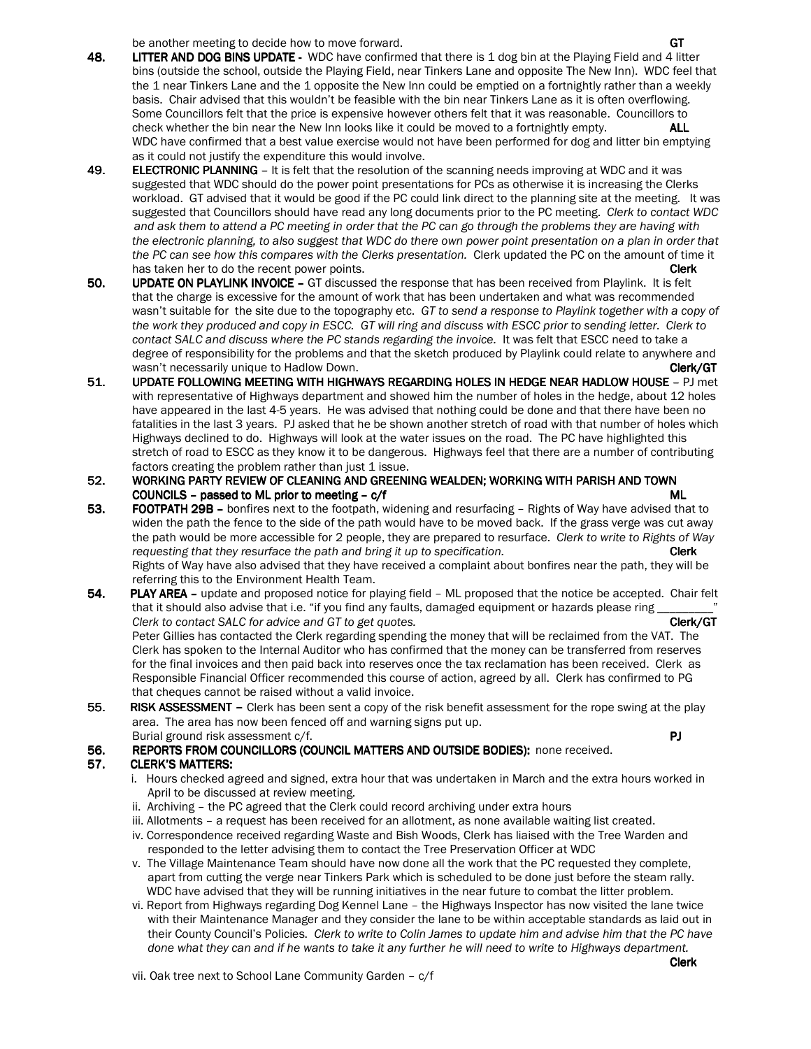be another meeting to decide how to move forward. **GT**

**48. LITTER AND DOG BINS UPDATE -** WDC have confirmed that there is 1 dog bin at the Playing Field and 4 litter bins (outside the school, outside the Playing Field, near Tinkers Lane and opposite The New Inn). WDC feel that the 1 near Tinkers Lane and the 1 opposite the New Inn could be emptied on a fortnightly rather than a weekly basis. Chair advised that this wouldn't be feasible with the bin near Tinkers Lane as it is often overflowing. Some Councillors felt that the price is expensive however others felt that it was reasonable. Councillors to check whether the bin near the New Inn looks like it could be moved to a fortnightly empty. **ALL**
WDC have confirmed that a best value exercise would not have been performed for dog and litter bin emptying as it could not justify the expenditure this would involve.

**49. ELECTRONIC PLANNING** – It is felt that the resolution of the scanning needs improving at WDC and it was suggested that WDC should do the power point presentations for PCs as otherwise it is increasing the Clerks workload. GT advised that it would be good if the PC could link direct to the planning site at the meeting. It was suggested that Councillors should have read any long documents prior to the PC meeting. *Clerk to contact WDC and ask them to attend a PC meeting in order that the PC can go through the problems they are having with the electronic planning, to also suggest that WDC do there own power point presentation on a plan in order that the PC can see how this compares with the Clerks presentation.* Clerk updated the PC on the amount of time it has taken her to do the recent power points. **Clerk**

**50. UPDATE ON PLAYLINK INVOICE –** GT discussed the response that has been received from Playlink. It is felt that the charge is excessive for the amount of work that has been undertaken and what was recommended wasn't suitable for the site due to the topography etc. *GT to send a response to Playlink together with a copy of the work they produced and copy in ESCC. GT will ring and discuss with ESCC prior to sending letter. Clerk to contact SALC and discuss where the PC stands regarding the invoice.* It was felt that ESCC need to take a degree of responsibility for the problems and that the sketch produced by Playlink could relate to anywhere and wasn't necessarily unique to Hadlow Down. **Clerk/GT**

**51. UPDATE FOLLOWING MEETING WITH HIGHWAYS REGARDING HOLES IN HEDGE NEAR HADLOW HOUSE** – PJ met with representative of Highways department and showed him the number of holes in the hedge, about 12 holes have appeared in the last 4-5 years. He was advised that nothing could be done and that there have been no fatalities in the last 3 years. PJ asked that he be shown another stretch of road with that number of holes which Highways declined to do. Highways will look at the water issues on the road. The PC have highlighted this stretch of road to ESCC as they know it to be dangerous. Highways feel that there are a number of contributing factors creating the problem rather than just 1 issue.

**52. WORKING PARTY REVIEW OF CLEANING AND GREENING WEALDEN; WORKING WITH PARISH AND TOWN COUNCILS – passed to ML prior to meeting – c/f** **ML**

**53. FOOTPATH 29B –** bonfires next to the footpath, widening and resurfacing – Rights of Way have advised that to widen the path the fence to the side of the path would have to be moved back. If the grass verge was cut away the path would be more accessible for 2 people, they are prepared to resurface. *Clerk to write to Rights of Way requesting that they resurface the path and bring it up to specification.* **Clerk**
Rights of Way have also advised that they have received a complaint about bonfires near the path, they will be referring this to the Environment Health Team.

**54. PLAY AREA –** update and proposed notice for playing field – ML proposed that the notice be accepted. Chair felt that it should also advise that i.e. "if you find any faults, damaged equipment or hazards please ring _________"
*Clerk to contact SALC for advice and GT to get quotes.* **Clerk/GT**
Peter Gillies has contacted the Clerk regarding spending the money that will be reclaimed from the VAT. The Clerk has spoken to the Internal Auditor who has confirmed that the money can be transferred from reserves for the final invoices and then paid back into reserves once the tax reclamation has been received. Clerk as Responsible Financial Officer recommended this course of action, agreed by all. Clerk has confirmed to PG that cheques cannot be raised without a valid invoice.

**55. RISK ASSESSMENT –** Clerk has been sent a copy of the risk benefit assessment for the rope swing at the play area. The area has now been fenced off and warning signs put up.
Burial ground risk assessment c/f. **PJ**

**56. REPORTS FROM COUNCILLORS (COUNCIL MATTERS AND OUTSIDE BODIES):** none received.

**57. CLERK'S MATTERS:**

i. Hours checked agreed and signed, extra hour that was undertaken in March and the extra hours worked in April to be discussed at review meeting.
ii. Archiving – the PC agreed that the Clerk could record archiving under extra hours
iii. Allotments – a request has been received for an allotment, as none available waiting list created.
iv. Correspondence received regarding Waste and Bish Woods, Clerk has liaised with the Tree Warden and responded to the letter advising them to contact the Tree Preservation Officer at WDC
v. The Village Maintenance Team should have now done all the work that the PC requested they complete, apart from cutting the verge near Tinkers Park which is scheduled to be done just before the steam rally. WDC have advised that they will be running initiatives in the near future to combat the litter problem.
vi. Report from Highways regarding Dog Kennel Lane – the Highways Inspector has now visited the lane twice with their Maintenance Manager and they consider the lane to be within acceptable standards as laid out in their County Council's Policies. *Clerk to write to Colin James to update him and advise him that the PC have done what they can and if he wants to take it any further he will need to write to Highways department.* **Clerk**
vii. Oak tree next to School Lane Community Garden – c/f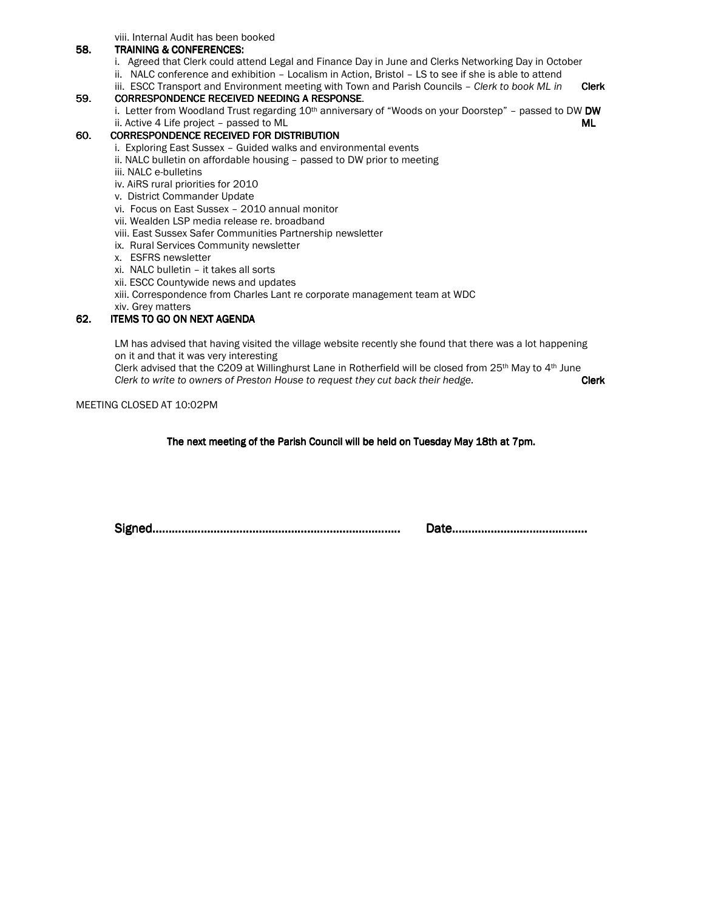viii. Internal Audit has been booked

**58. TRAINING & CONFERENCES:**

i. Agreed that Clerk could attend Legal and Finance Day in June and Clerks Networking Day in October

ii. NALC conference and exhibition – Localism in Action, Bristol – LS to see if she is able to attend

iii. ESCC Transport and Environment meeting with Town and Parish Councils – *Clerk to book ML in* **Clerk**

**59. CORRESPONDENCE RECEIVED NEEDING A RESPONSE.**

i. Letter from Woodland Trust regarding 10th anniversary of "Woods on your Doorstep" – passed to DW **DW**

ii. Active 4 Life project – passed to ML **ML**

**60. CORRESPONDENCE RECEIVED FOR DISTRIBUTION**

i. Exploring East Sussex – Guided walks and environmental events

ii. NALC bulletin on affordable housing – passed to DW prior to meeting

iii. NALC e-bulletins

iv. AiRS rural priorities for 2010

v. District Commander Update

vi. Focus on East Sussex – 2010 annual monitor

vii. Wealden LSP media release re. broadband

viii. East Sussex Safer Communities Partnership newsletter

ix. Rural Services Community newsletter

x. ESFRS newsletter

xi. NALC bulletin – it takes all sorts

xii. ESCC Countywide news and updates

xiii. Correspondence from Charles Lant re corporate management team at WDC

xiv. Grey matters

**62. ITEMS TO GO ON NEXT AGENDA**

LM has advised that having visited the village website recently she found that there was a lot happening on it and that it was very interesting

Clerk advised that the C209 at Willinghurst Lane in Rotherfield will be closed from 25th May to 4th June

*Clerk to write to owners of Preston House to request they cut back their hedge.* **Clerk**

MEETING CLOSED AT 10:02PM

**The next meeting of the Parish Council will be held on Tuesday May 18th at 7pm.**

Signed…………………………………………………………………… Date……………………………………